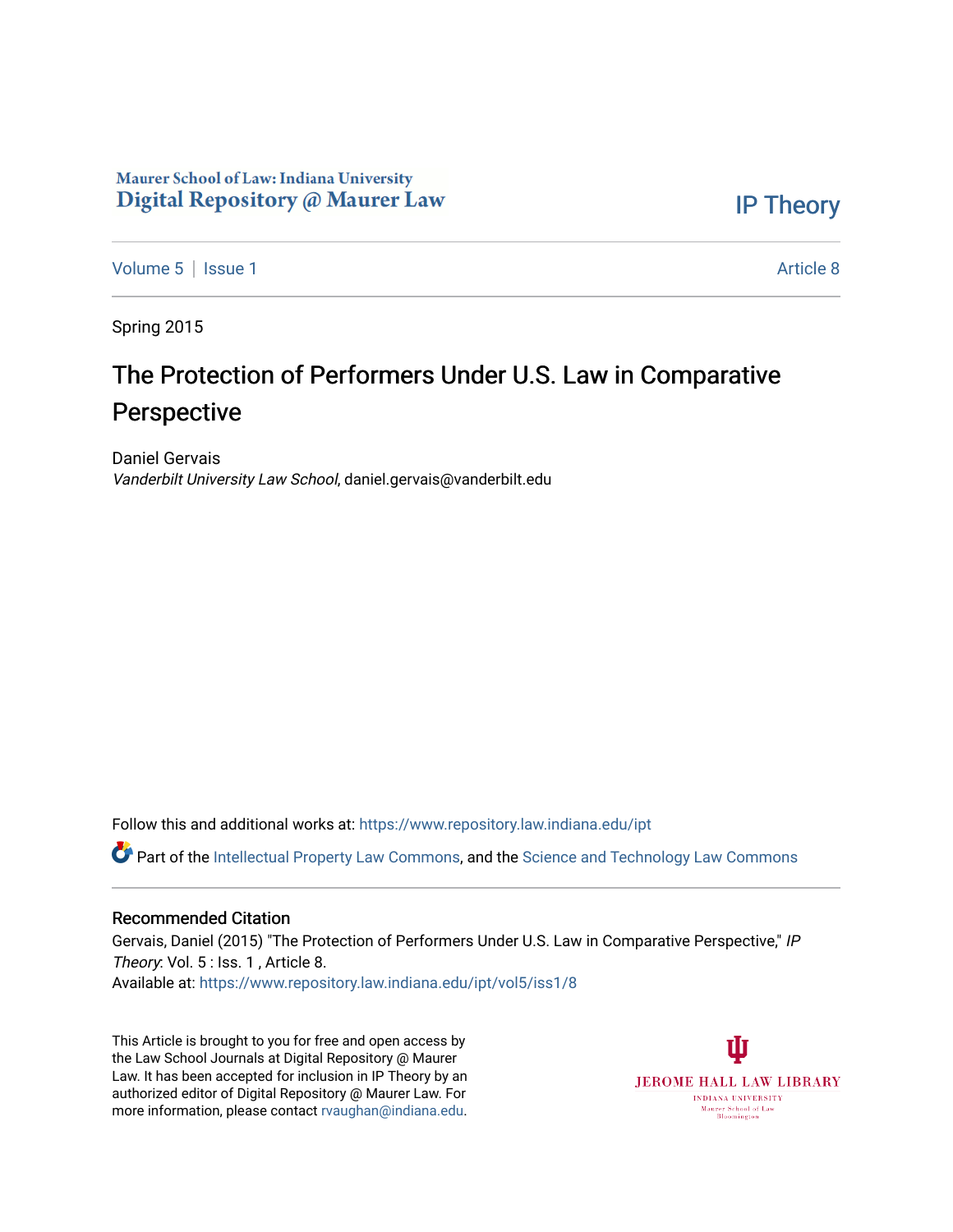Maurer School of Law: Indiana University
Digital Repository @ Maurer Law

IP Theory

Volume 5 | Issue 1 | Article 8

Spring 2015

# The Protection of Performers Under U.S. Law in Comparative Perspective

Daniel Gervais
*Vanderbilt University Law School*, daniel.gervais@vanderbilt.edu

Follow this and additional works at: https://www.repository.law.indiana.edu/ipt

Part of the Intellectual Property Law Commons, and the Science and Technology Law Commons

## Recommended Citation

Gervais, Daniel (2015) "The Protection of Performers Under U.S. Law in Comparative Perspective," *IP Theory*: Vol. 5 : Iss. 1 , Article 8.
Available at: https://www.repository.law.indiana.edu/ipt/vol5/iss1/8

This Article is brought to you for free and open access by the Law School Journals at Digital Repository @ Maurer Law. It has been accepted for inclusion in IP Theory by an authorized editor of Digital Repository @ Maurer Law. For more information, please contact rvaughan@indiana.edu.

JEROME HALL LAW LIBRARY
INDIANA UNIVERSITY
Maurer School of Law
Bloomington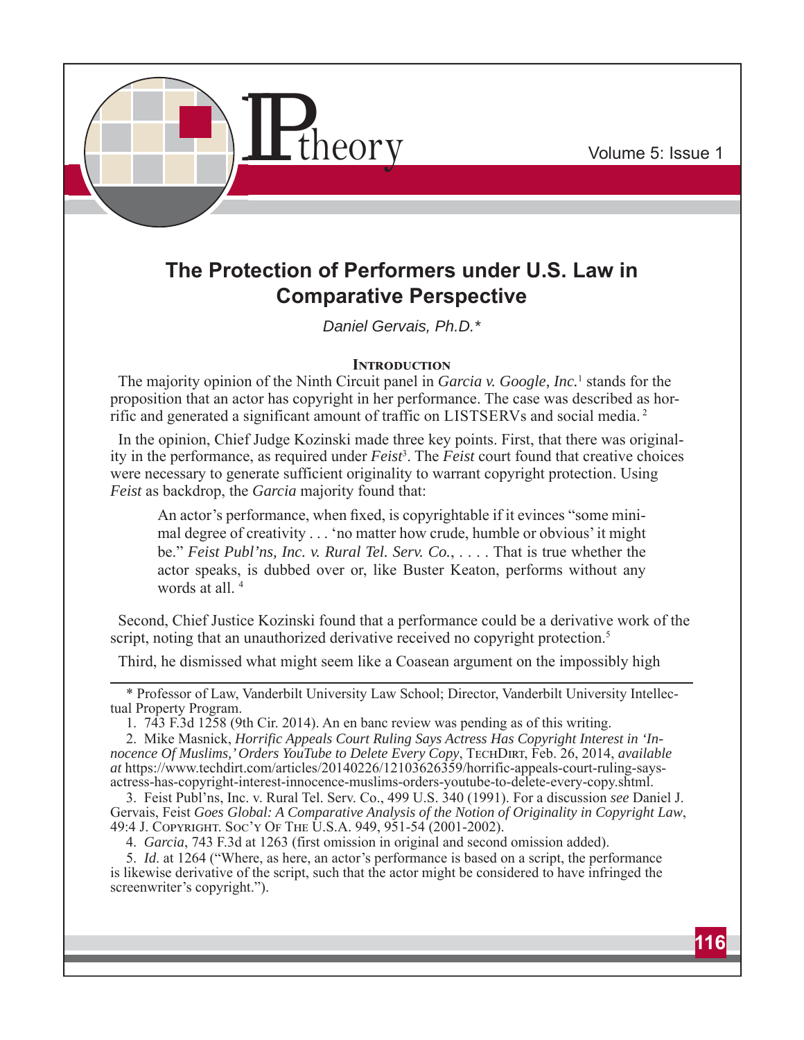# The Protection of Performers under U.S. Law in Comparative Perspective

*Daniel Gervais, Ph.D.\**

## Introduction

The majority opinion of the Ninth Circuit panel in *Garcia v. Google, Inc.*[1] stands for the proposition that an actor has copyright in her performance. The case was described as horrific and generated a significant amount of traffic on LISTSERVs and social media.[2]

In the opinion, Chief Judge Kozinski made three key points. First, that there was originality in the performance, as required under *Feist*[3]. The *Feist* court found that creative choices were necessary to generate sufficient originality to warrant copyright protection. Using *Feist* as backdrop, the *Garcia* majority found that:

> An actor's performance, when fixed, is copyrightable if it evinces "some minimal degree of creativity . . . 'no matter how crude, humble or obvious' it might be." *Feist Publ'ns, Inc. v. Rural Tel. Serv. Co.*, . . . . That is true whether the actor speaks, is dubbed over or, like Buster Keaton, performs without any words at all.[4]

Second, Chief Justice Kozinski found that a performance could be a derivative work of the script, noting that an unauthorized derivative received no copyright protection.[5]

Third, he dismissed what might seem like a Coasean argument on the impossibly high

---

\* Professor of Law, Vanderbilt University Law School; Director, Vanderbilt University Intellectual Property Program.

1. 743 F.3d 1258 (9th Cir. 2014). An en banc review was pending as of this writing.

2. Mike Masnick, *Horrific Appeals Court Ruling Says Actress Has Copyright Interest in 'Innocence Of Muslims,' Orders YouTube to Delete Every Copy*, TechDirt, Feb. 26, 2014, *available at* https://www.techdirt.com/articles/20140226/12103626359/horrific-appeals-court-ruling-says-actress-has-copyright-interest-innocence-muslims-orders-youtube-to-delete-every-copy.shtml.

3. Feist Publ'ns, Inc. v. Rural Tel. Serv. Co., 499 U.S. 340 (1991). For a discussion *see* Daniel J. Gervais, Feist *Goes Global: A Comparative Analysis of the Notion of Originality in Copyright Law*, 49:4 J. Copyright. Soc'y Of The U.S.A. 949, 951-54 (2001-2002).

4. *Garcia*, 743 F.3d at 1263 (first omission in original and second omission added).

5. *Id.* at 1264 ("Where, as here, an actor's performance is based on a script, the performance is likewise derivative of the script, such that the actor might be considered to have infringed the screenwriter's copyright.").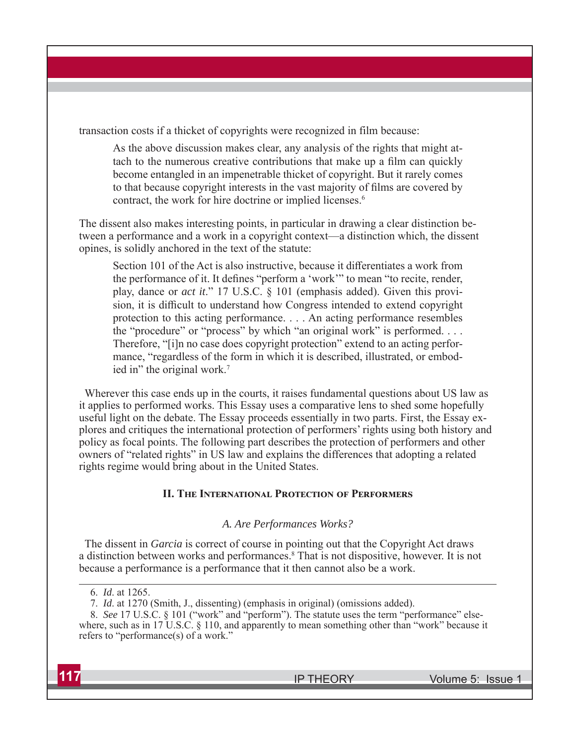transaction costs if a thicket of copyrights were recognized in film because:

> As the above discussion makes clear, any analysis of the rights that might attach to the numerous creative contributions that make up a film can quickly become entangled in an impenetrable thicket of copyright. But it rarely comes to that because copyright interests in the vast majority of films are covered by contract, the work for hire doctrine or implied licenses.[6]

The dissent also makes interesting points, in particular in drawing a clear distinction between a performance and a work in a copyright context—a distinction which, the dissent opines, is solidly anchored in the text of the statute:

> Section 101 of the Act is also instructive, because it differentiates a work from the performance of it. It defines "perform a 'work'" to mean "to recite, render, play, dance or *act it*." 17 U.S.C. § 101 (emphasis added). Given this provision, it is difficult to understand how Congress intended to extend copyright protection to this acting performance. . . . An acting performance resembles the "procedure" or "process" by which "an original work" is performed. . . . Therefore, "[i]n no case does copyright protection" extend to an acting performance, "regardless of the form in which it is described, illustrated, or embodied in" the original work.[7]

Wherever this case ends up in the courts, it raises fundamental questions about US law as it applies to performed works. This Essay uses a comparative lens to shed some hopefully useful light on the debate. The Essay proceeds essentially in two parts. First, the Essay explores and critiques the international protection of performers' rights using both history and policy as focal points. The following part describes the protection of performers and other owners of "related rights" in US law and explains the differences that adopting a related rights regime would bring about in the United States.

## II. The International Protection of Performers

### *A. Are Performances Works?*

The dissent in *Garcia* is correct of course in pointing out that the Copyright Act draws a distinction between works and performances.[8] That is not dispositive, however. It is not because a performance is a performance that it then cannot also be a work.

---

6. *Id.* at 1265.

7. *Id.* at 1270 (Smith, J., dissenting) (emphasis in original) (omissions added).

8. *See* 17 U.S.C. § 101 ("work" and "perform"). The statute uses the term "performance" elsewhere, such as in 17 U.S.C. § 110, and apparently to mean something other than "work" because it refers to "performance(s) of a work."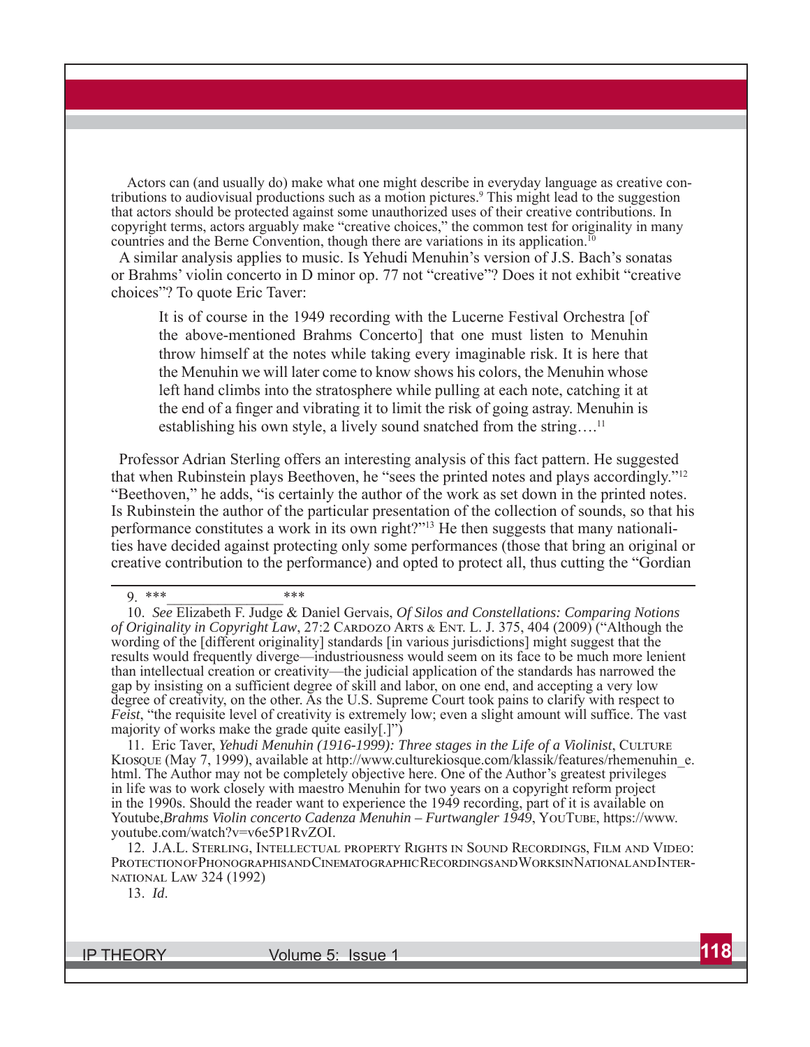Actors can (and usually do) make what one might describe in everyday language as creative contributions to audiovisual productions such as a motion pictures.[9] This might lead to the suggestion that actors should be protected against some unauthorized uses of their creative contributions. In copyright terms, actors arguably make "creative choices," the common test for originality in many countries and the Berne Convention, though there are variations in its application.[10]

A similar analysis applies to music. Is Yehudi Menuhin's version of J.S. Bach's sonatas or Brahms' violin concerto in D minor op. 77 not "creative"? Does it not exhibit "creative choices"? To quote Eric Taver:

> It is of course in the 1949 recording with the Lucerne Festival Orchestra [of the above-mentioned Brahms Concerto] that one must listen to Menuhin throw himself at the notes while taking every imaginable risk. It is here that the Menuhin we will later come to know shows his colors, the Menuhin whose left hand climbs into the stratosphere while pulling at each note, catching it at the end of a finger and vibrating it to limit the risk of going astray. Menuhin is establishing his own style, a lively sound snatched from the string….[11]

Professor Adrian Sterling offers an interesting analysis of this fact pattern. He suggested that when Rubinstein plays Beethoven, he "sees the printed notes and plays accordingly."[12] "Beethoven," he adds, "is certainly the author of the work as set down in the printed notes. Is Rubinstein the author of the particular presentation of the collection of sounds, so that his performance constitutes a work in its own right?"[13] He then suggests that many nationalities have decided against protecting only some performances (those that bring an original or creative contribution to the performance) and opted to protect all, thus cutting the "Gordian

---

9. *** _______________ ***

10. *See* Elizabeth F. Judge & Daniel Gervais, *Of Silos and Constellations: Comparing Notions of Originality in Copyright Law*, 27:2 Cardozo Arts & Ent. L. J. 375, 404 (2009) ("Although the wording of the [different originality] standards [in various jurisdictions] might suggest that the results would frequently diverge—industriousness would seem on its face to be much more lenient than intellectual creation or creativity—the judicial application of the standards has narrowed the gap by insisting on a sufficient degree of skill and labor, on one end, and accepting a very low degree of creativity, on the other. As the U.S. Supreme Court took pains to clarify with respect to *Feist*, "the requisite level of creativity is extremely low; even a slight amount will suffice. The vast majority of works make the grade quite easily[.]")

11. Eric Taver, *Yehudi Menuhin (1916-1999): Three stages in the Life of a Violinist*, Culture Kiosque (May 7, 1999), available at http://www.culturekiosque.com/klassik/features/rhemenuhin_e.html. The Author may not be completely objective here. One of the Author's greatest privileges in life was to work closely with maestro Menuhin for two years on a copyright reform project in the 1990s. Should the reader want to experience the 1949 recording, part of it is available on Youtube,*Brahms Violin concerto Cadenza Menuhin – Furtwangler 1949*, YouTube, https://www.youtube.com/watch?v=v6e5P1RvZOI.

12. J.A.L. Sterling, Intellectual property Rights in Sound Recordings, Film and Video: Protection of Phonographis and Cinematographic Recordings and Works in National and International Law 324 (1992)

13. *Id*.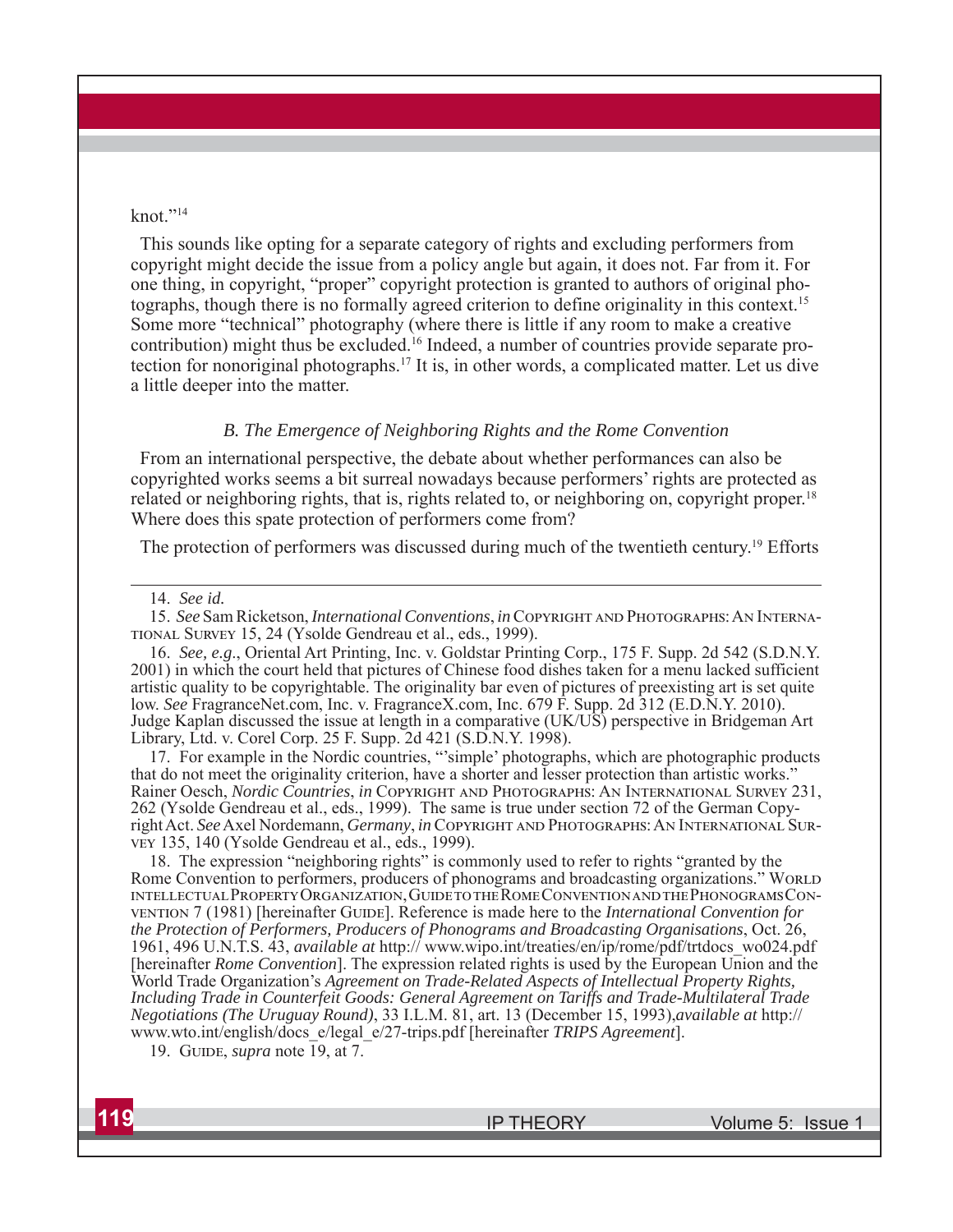knot."[14]

This sounds like opting for a separate category of rights and excluding performers from copyright might decide the issue from a policy angle but again, it does not. Far from it. For one thing, in copyright, "proper" copyright protection is granted to authors of original photographs, though there is no formally agreed criterion to define originality in this context.[15] Some more "technical" photography (where there is little if any room to make a creative contribution) might thus be excluded.[16] Indeed, a number of countries provide separate protection for nonoriginal photographs.[17] It is, in other words, a complicated matter. Let us dive a little deeper into the matter.

### *B. The Emergence of Neighboring Rights and the Rome Convention*

From an international perspective, the debate about whether performances can also be copyrighted works seems a bit surreal nowadays because performers' rights are protected as related or neighboring rights, that is, rights related to, or neighboring on, copyright proper.[18] Where does this spate protection of performers come from?

The protection of performers was discussed during much of the twentieth century.[19] Efforts

---

14. *See id.*

15. *See* Sam Ricketson, *International Conventions*, *in* Copyright and Photographs: An International Survey 15, 24 (Ysolde Gendreau et al., eds., 1999).

16. *See, e.g*., Oriental Art Printing, Inc. v. Goldstar Printing Corp., 175 F. Supp. 2d 542 (S.D.N.Y. 2001) in which the court held that pictures of Chinese food dishes taken for a menu lacked sufficient artistic quality to be copyrightable. The originality bar even of pictures of preexisting art is set quite low. *See* FragranceNet.com, Inc. v. FragranceX.com, Inc. 679 F. Supp. 2d 312 (E.D.N.Y. 2010). Judge Kaplan discussed the issue at length in a comparative (UK/US) perspective in Bridgeman Art Library, Ltd. v. Corel Corp. 25 F. Supp. 2d 421 (S.D.N.Y. 1998).

17. For example in the Nordic countries, "'simple' photographs, which are photographic products that do not meet the originality criterion, have a shorter and lesser protection than artistic works." Rainer Oesch, *Nordic Countries*, *in* Copyright and Photographs: An International Survey 231, 262 (Ysolde Gendreau et al., eds., 1999). The same is true under section 72 of the German Copyright Act. *See* Axel Nordemann, *Germany*, *in* Copyright and Photographs: An International Survey 135, 140 (Ysolde Gendreau et al., eds., 1999).

18. The expression "neighboring rights" is commonly used to refer to rights "granted by the Rome Convention to performers, producers of phonograms and broadcasting organizations." World intellectual Property Organization, Guide to the Rome Convention and the Phonograms Convention 7 (1981) [hereinafter Guide]. Reference is made here to the *International Convention for the Protection of Performers, Producers of Phonograms and Broadcasting Organisations*, Oct. 26, 1961, 496 U.N.T.S. 43, *available at* http:// www.wipo.int/treaties/en/ip/rome/pdf/trtdocs_wo024.pdf [hereinafter *Rome Convention*]. The expression related rights is used by the European Union and the World Trade Organization's *Agreement on Trade-Related Aspects of Intellectual Property Rights, Including Trade in Counterfeit Goods: General Agreement on Tariffs and Trade-Multilateral Trade Negotiations (The Uruguay Round)*, 33 I.L.M. 81, art. 13 (December 15, 1993),*available at* http:// www.wto.int/english/docs_e/legal_e/27-trips.pdf [hereinafter *TRIPS Agreement*].

19. Guide, *supra* note 19, at 7.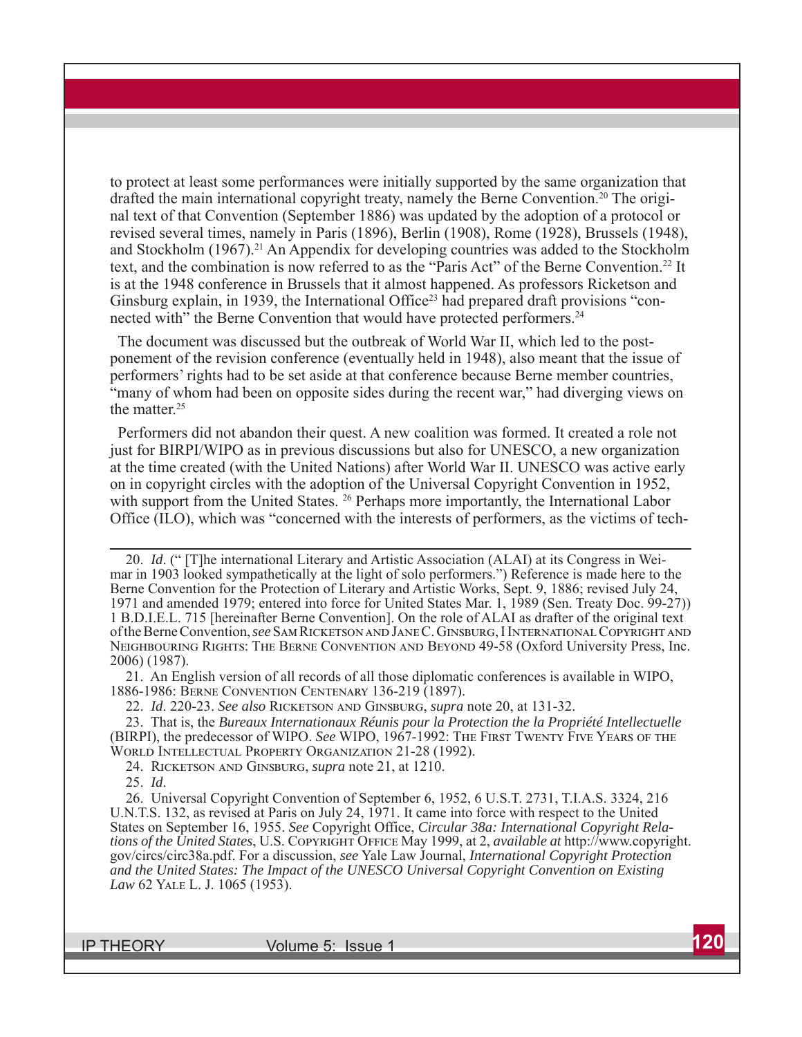to protect at least some performances were initially supported by the same organization that drafted the main international copyright treaty, namely the Berne Convention.[20] The original text of that Convention (September 1886) was updated by the adoption of a protocol or revised several times, namely in Paris (1896), Berlin (1908), Rome (1928), Brussels (1948), and Stockholm (1967).[21] An Appendix for developing countries was added to the Stockholm text, and the combination is now referred to as the "Paris Act" of the Berne Convention.[22] It is at the 1948 conference in Brussels that it almost happened. As professors Ricketson and Ginsburg explain, in 1939, the International Office[23] had prepared draft provisions "connected with" the Berne Convention that would have protected performers.[24]

The document was discussed but the outbreak of World War II, which led to the postponement of the revision conference (eventually held in 1948), also meant that the issue of performers' rights had to be set aside at that conference because Berne member countries, "many of whom had been on opposite sides during the recent war," had diverging views on the matter.[25]

Performers did not abandon their quest. A new coalition was formed. It created a role not just for BIRPI/WIPO as in previous discussions but also for UNESCO, a new organization at the time created (with the United Nations) after World War II. UNESCO was active early on in copyright circles with the adoption of the Universal Copyright Convention in 1952, with support from the United States. [26] Perhaps more importantly, the International Labor Office (ILO), which was "concerned with the interests of performers, as the victims of tech-

---

20. *Id*. (" [T]he international Literary and Artistic Association (ALAI) at its Congress in Weimar in 1903 looked sympathetically at the light of solo performers.") Reference is made here to the Berne Convention for the Protection of Literary and Artistic Works, Sept. 9, 1886; revised July 24, 1971 and amended 1979; entered into force for United States Mar. 1, 1989 (Sen. Treaty Doc. 99-27)) 1 B.D.I.E.L. 715 [hereinafter Berne Convention]. On the role of ALAI as drafter of the original text of the Berne Convention, *see* Sam Ricketson and Jane C. Ginsburg, I International Copyright and Neighbouring Rights: The Berne Convention and Beyond 49-58 (Oxford University Press, Inc. 2006) (1987).

21. An English version of all records of all those diplomatic conferences is available in WIPO, 1886-1986: Berne Convention Centenary 136-219 (1897).

22. *Id*. 220-23. *See also* Ricketson and Ginsburg, *supra* note 20, at 131-32.

23. That is, the *Bureaux Internationaux Réunis pour la Protection the la Propriété Intellectuelle* (BIRPI), the predecessor of WIPO. *See* WIPO, 1967-1992: The First Twenty Five Years of the World Intellectual Property Organization 21-28 (1992).

24. Ricketson and Ginsburg, *supra* note 21, at 1210.

25. *Id*.

26. Universal Copyright Convention of September 6, 1952, 6 U.S.T. 2731, T.I.A.S. 3324, 216 U.N.T.S. 132, as revised at Paris on July 24, 1971. It came into force with respect to the United States on September 16, 1955. *See* Copyright Office, *Circular 38a: International Copyright Relations of the United States*, U.S. Copyright Office May 1999, at 2, *available at* http://www.copyright.gov/circs/circ38a.pdf. For a discussion, *see* Yale Law Journal, *International Copyright Protection and the United States: The Impact of the UNESCO Universal Copyright Convention on Existing Law* 62 Yale L. J. 1065 (1953).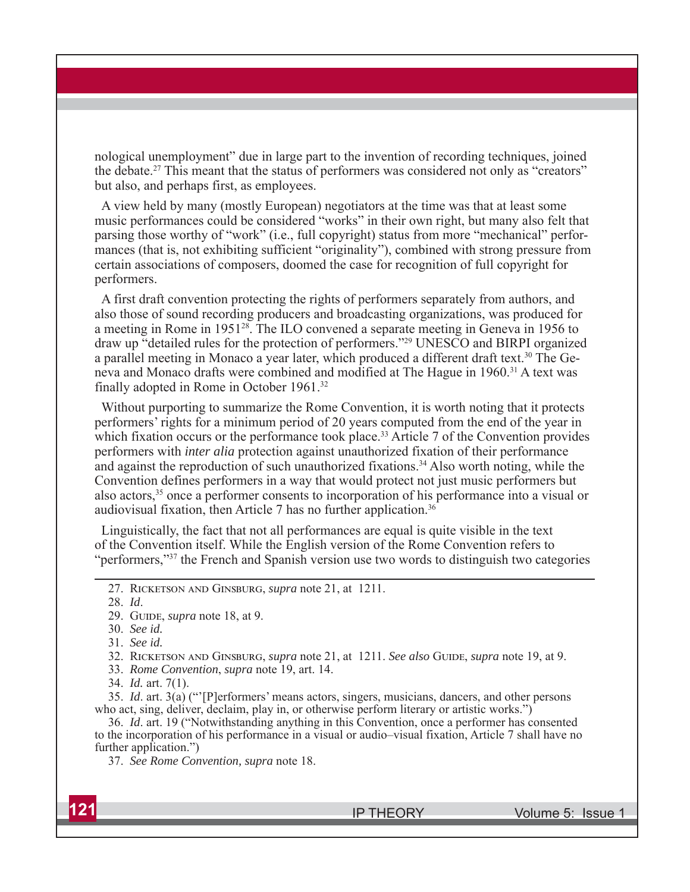nological unemployment" due in large part to the invention of recording techniques, joined the debate.[27] This meant that the status of performers was considered not only as "creators" but also, and perhaps first, as employees.

A view held by many (mostly European) negotiators at the time was that at least some music performances could be considered "works" in their own right, but many also felt that parsing those worthy of "work" (i.e., full copyright) status from more "mechanical" performances (that is, not exhibiting sufficient "originality"), combined with strong pressure from certain associations of composers, doomed the case for recognition of full copyright for performers.

A first draft convention protecting the rights of performers separately from authors, and also those of sound recording producers and broadcasting organizations, was produced for a meeting in Rome in 1951[28]. The ILO convened a separate meeting in Geneva in 1956 to draw up "detailed rules for the protection of performers."[29] UNESCO and BIRPI organized a parallel meeting in Monaco a year later, which produced a different draft text.[30] The Geneva and Monaco drafts were combined and modified at The Hague in 1960.[31] A text was finally adopted in Rome in October 1961.[32]

Without purporting to summarize the Rome Convention, it is worth noting that it protects performers' rights for a minimum period of 20 years computed from the end of the year in which fixation occurs or the performance took place.[33] Article 7 of the Convention provides performers with *inter alia* protection against unauthorized fixation of their performance and against the reproduction of such unauthorized fixations.[34] Also worth noting, while the Convention defines performers in a way that would protect not just music performers but also actors,[35] once a performer consents to incorporation of his performance into a visual or audiovisual fixation, then Article 7 has no further application.[36]

Linguistically, the fact that not all performances are equal is quite visible in the text of the Convention itself. While the English version of the Rome Convention refers to "performers,"[37] the French and Spanish version use two words to distinguish two categories

---

27. Ricketson and Ginsburg, *supra* note 21, at 1211.

28. *Id*.

29. Guide, *supra* note 18, at 9.

30. *See id.*

31. *See id.*

32. Ricketson and Ginsburg, *supra* note 21, at 1211. *See also* Guide, *supra* note 19, at 9.

33. *Rome Convention*, *supra* note 19, art. 14.

34. *Id.* art. 7(1).

35. *Id*. art. 3(a) ("'[P]erformers' means actors, singers, musicians, dancers, and other persons who act, sing, deliver, declaim, play in, or otherwise perform literary or artistic works.")

36. *Id*. art. 19 ("Notwithstanding anything in this Convention, once a performer has consented to the incorporation of his performance in a visual or audio–visual fixation, Article 7 shall have no further application.")

37. *See Rome Convention, supra* note 18.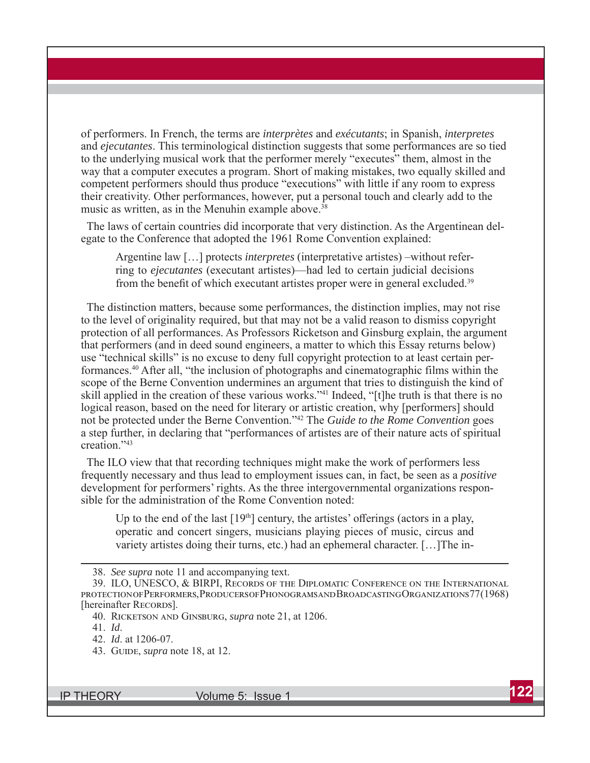of performers. In French, the terms are *interprètes* and *exécutants*; in Spanish, *interpretes* and *ejecutantes*. This terminological distinction suggests that some performances are so tied to the underlying musical work that the performer merely "executes" them, almost in the way that a computer executes a program. Short of making mistakes, two equally skilled and competent performers should thus produce "executions" with little if any room to express their creativity. Other performances, however, put a personal touch and clearly add to the music as written, as in the Menuhin example above.[38]

The laws of certain countries did incorporate that very distinction. As the Argentinean delegate to the Conference that adopted the 1961 Rome Convention explained:

> Argentine law […] protects *interpretes* (interpretative artistes) –without referring to *ejecutantes* (executant artistes)—had led to certain judicial decisions from the benefit of which executant artistes proper were in general excluded.[39]

The distinction matters, because some performances, the distinction implies, may not rise to the level of originality required, but that may not be a valid reason to dismiss copyright protection of all performances. As Professors Ricketson and Ginsburg explain, the argument that performers (and in deed sound engineers, a matter to which this Essay returns below) use "technical skills" is no excuse to deny full copyright protection to at least certain performances.[40] After all, "the inclusion of photographs and cinematographic films within the scope of the Berne Convention undermines an argument that tries to distinguish the kind of skill applied in the creation of these various works."[41] Indeed, "[t]he truth is that there is no logical reason, based on the need for literary or artistic creation, why [performers] should not be protected under the Berne Convention."[42] The *Guide to the Rome Convention* goes a step further, in declaring that "performances of artistes are of their nature acts of spiritual creation."[43]

The ILO view that that recording techniques might make the work of performers less frequently necessary and thus lead to employment issues can, in fact, be seen as a *positive* development for performers' rights. As the three intergovernmental organizations responsible for the administration of the Rome Convention noted:

> Up to the end of the last [19th] century, the artistes' offerings (actors in a play, operatic and concert singers, musicians playing pieces of music, circus and variety artistes doing their turns, etc.) had an ephemeral character. […]The in-

---

38. *See supra* note 11 and accompanying text.

39. ILO, UNESCO, & BIRPI, Records of the Diplomatic Conference on the International protection of Performers, Producers of Phonograms and Broadcasting Organizations 77 (1968) [hereinafter Records].

40. Ricketson and Ginsburg, *supra* note 21, at 1206.

41. *Id*.

42. *Id*. at 1206-07.

43. Guide, *supra* note 18, at 12.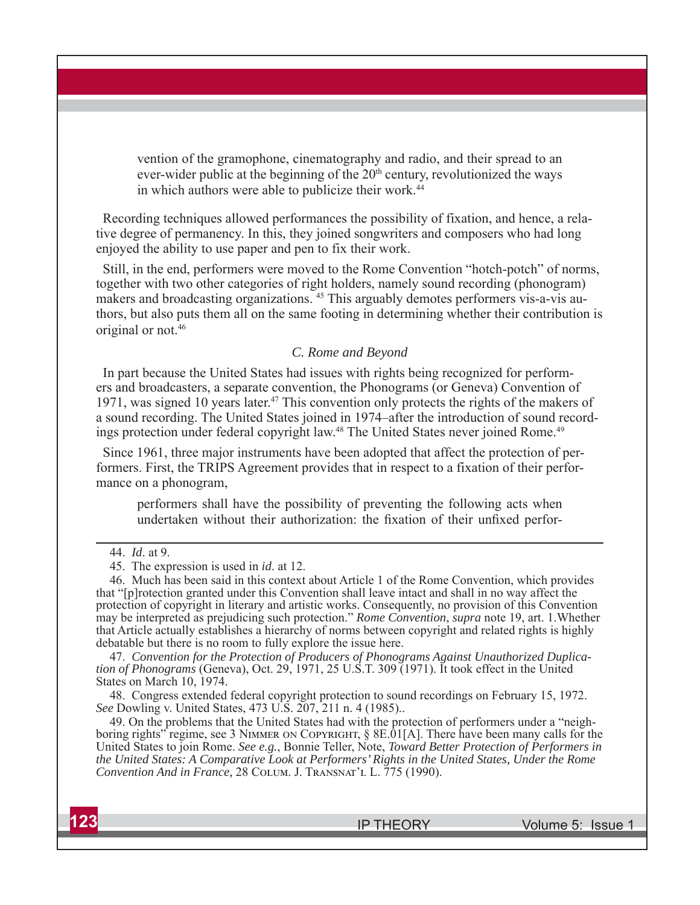> vention of the gramophone, cinematography and radio, and their spread to an ever-wider public at the beginning of the 20th century, revolutionized the ways in which authors were able to publicize their work.[44]

Recording techniques allowed performances the possibility of fixation, and hence, a relative degree of permanency. In this, they joined songwriters and composers who had long enjoyed the ability to use paper and pen to fix their work.

Still, in the end, performers were moved to the Rome Convention "hotch-potch" of norms, together with two other categories of right holders, namely sound recording (phonogram) makers and broadcasting organizations. [45] This arguably demotes performers vis-a-vis authors, but also puts them all on the same footing in determining whether their contribution is original or not.[46]

### *C. Rome and Beyond*

In part because the United States had issues with rights being recognized for performers and broadcasters, a separate convention, the Phonograms (or Geneva) Convention of 1971, was signed 10 years later.[47] This convention only protects the rights of the makers of a sound recording. The United States joined in 1974–after the introduction of sound recordings protection under federal copyright law.[48] The United States never joined Rome.[49]

Since 1961, three major instruments have been adopted that affect the protection of performers. First, the TRIPS Agreement provides that in respect to a fixation of their performance on a phonogram,

> performers shall have the possibility of preventing the following acts when undertaken without their authorization: the fixation of their unfixed perfor-

---

44. *Id*. at 9.

45. The expression is used in *id*. at 12.

46. Much has been said in this context about Article 1 of the Rome Convention, which provides that "[p]rotection granted under this Convention shall leave intact and shall in no way affect the protection of copyright in literary and artistic works. Consequently, no provision of this Convention may be interpreted as prejudicing such protection." *Rome Convention*, *supra* note 19, art. 1.Whether that Article actually establishes a hierarchy of norms between copyright and related rights is highly debatable but there is no room to fully explore the issue here.

47. *Convention for the Protection of Producers of Phonograms Against Unauthorized Duplication of Phonograms* (Geneva), Oct. 29, 1971, 25 U.S.T. 309 (1971). It took effect in the United States on March 10, 1974.

48. Congress extended federal copyright protection to sound recordings on February 15, 1972. *See* Dowling v. United States, 473 U.S. 207, 211 n. 4 (1985)..

49. On the problems that the United States had with the protection of performers under a "neighboring rights" regime, see 3 Nimmer on Copyright, § 8E.01[A]. There have been many calls for the United States to join Rome. *See e.g.*, Bonnie Teller, Note, *Toward Better Protection of Performers in the United States: A Comparative Look at Performers' Rights in the United States, Under the Rome Convention And in France,* 28 Colum. J. Transnat'l L. 775 (1990).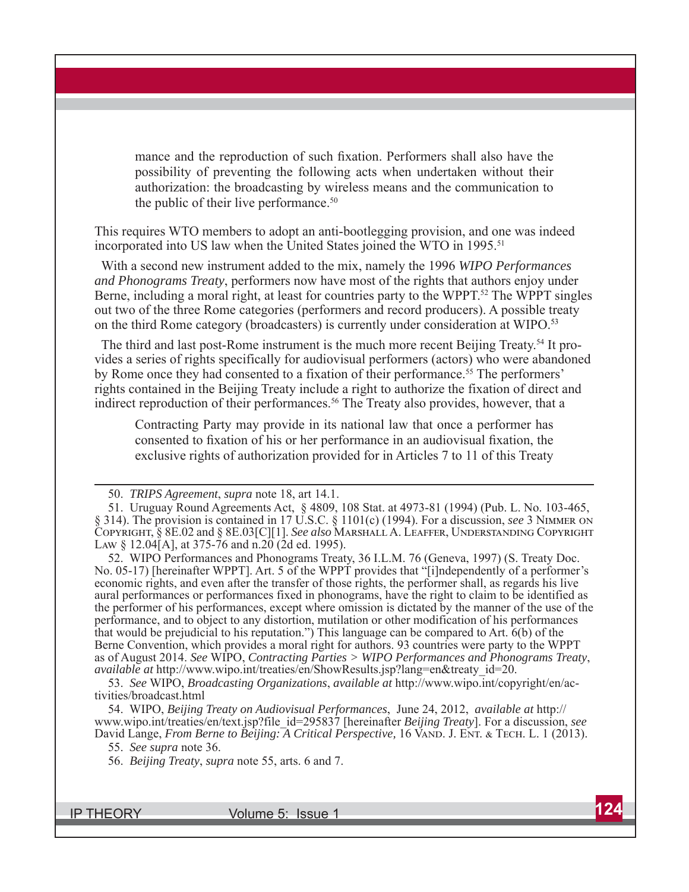> mance and the reproduction of such fixation. Performers shall also have the possibility of preventing the following acts when undertaken without their authorization: the broadcasting by wireless means and the communication to the public of their live performance.[50]

This requires WTO members to adopt an anti-bootlegging provision, and one was indeed incorporated into US law when the United States joined the WTO in 1995.[51]

With a second new instrument added to the mix, namely the 1996 *WIPO Performances and Phonograms Treaty*, performers now have most of the rights that authors enjoy under Berne, including a moral right, at least for countries party to the WPPT.[52] The WPPT singles out two of the three Rome categories (performers and record producers). A possible treaty on the third Rome category (broadcasters) is currently under consideration at WIPO.[53]

The third and last post-Rome instrument is the much more recent Beijing Treaty.[54] It provides a series of rights specifically for audiovisual performers (actors) who were abandoned by Rome once they had consented to a fixation of their performance.[55] The performers' rights contained in the Beijing Treaty include a right to authorize the fixation of direct and indirect reproduction of their performances.[56] The Treaty also provides, however, that a

> Contracting Party may provide in its national law that once a performer has consented to fixation of his or her performance in an audiovisual fixation, the exclusive rights of authorization provided for in Articles 7 to 11 of this Treaty

---

50. *TRIPS Agreement*, *supra* note 18, art 14.1.

51. Uruguay Round Agreements Act, § 4809, 108 Stat. at 4973-81 (1994) (Pub. L. No. 103-465, § 314). The provision is contained in 17 U.S.C. § 1101(c) (1994). For a discussion, *see* 3 Nimmer on Copyright, § 8E.02 and § 8E.03[C][1]. *See also* Marshall A. Leaffer, Understanding Copyright Law § 12.04[A], at 375-76 and n.20 (2d ed. 1995).

52. WIPO Performances and Phonograms Treaty, 36 I.L.M. 76 (Geneva, 1997) (S. Treaty Doc. No. 05-17) [hereinafter WPPT]. Art. 5 of the WPPT provides that "[i]ndependently of a performer's economic rights, and even after the transfer of those rights, the performer shall, as regards his live aural performances or performances fixed in phonograms, have the right to claim to be identified as the performer of his performances, except where omission is dictated by the manner of the use of the performance, and to object to any distortion, mutilation or other modification of his performances that would be prejudicial to his reputation.") This language can be compared to Art. 6(b) of the Berne Convention, which provides a moral right for authors. 93 countries were party to the WPPT as of August 2014. *See* WIPO, *Contracting Parties > WIPO Performances and Phonograms Treaty*, *available at* http://www.wipo.int/treaties/en/ShowResults.jsp?lang=en&treaty_id=20.

53. *See* WIPO, *Broadcasting Organizations*, *available at* http://www.wipo.int/copyright/en/activities/broadcast.html

54. WIPO, *Beijing Treaty on Audiovisual Performances*, June 24, 2012, *available at* http://www.wipo.int/treaties/en/text.jsp?file_id=295837 [hereinafter *Beijing Treaty*]. For a discussion, *see* David Lange, *From Berne to Beijing: A Critical Perspective,* 16 Vand. J. Ent. & Tech. L. 1 (2013).

55. *See supra* note 36.

56. *Beijing Treaty*, *supra* note 55, arts. 6 and 7.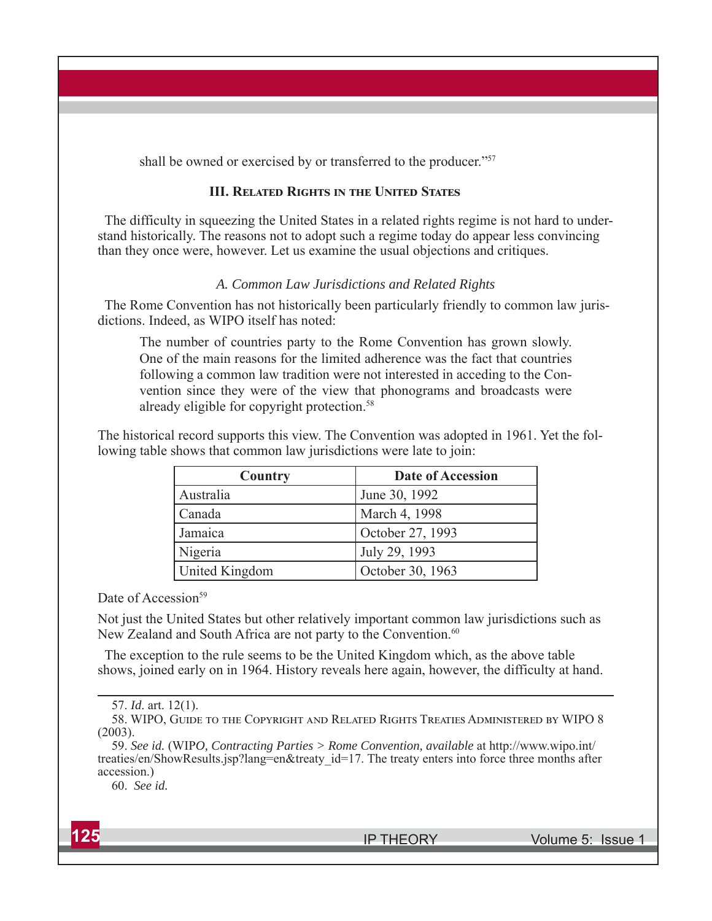shall be owned or exercised by or transferred to the producer."[57]

## III. Related Rights in the United States

The difficulty in squeezing the United States in a related rights regime is not hard to understand historically. The reasons not to adopt such a regime today do appear less convincing than they once were, however. Let us examine the usual objections and critiques.

### *A. Common Law Jurisdictions and Related Rights*

The Rome Convention has not historically been particularly friendly to common law jurisdictions. Indeed, as WIPO itself has noted:

> The number of countries party to the Rome Convention has grown slowly. One of the main reasons for the limited adherence was the fact that countries following a common law tradition were not interested in acceding to the Convention since they were of the view that phonograms and broadcasts were already eligible for copyright protection.[58]

The historical record supports this view. The Convention was adopted in 1961. Yet the following table shows that common law jurisdictions were late to join:

| Country | Date of Accession |
|---|---|
| Australia | June 30, 1992 |
| Canada | March 4, 1998 |
| Jamaica | October 27, 1993 |
| Nigeria | July 29, 1993 |
| United Kingdom | October 30, 1963 |

Date of Accession[59]

Not just the United States but other relatively important common law jurisdictions such as New Zealand and South Africa are not party to the Convention.[60]

The exception to the rule seems to be the United Kingdom which, as the above table shows, joined early on in 1964. History reveals here again, however, the difficulty at hand.

---

57. *Id*. art. 12(1).

58. WIPO, Guide to the Copyright and Related Rights Treaties Administered by WIPO 8 (2003).

59. *See id.* (WIPO*, Contracting Parties > Rome Convention, available* at http://www.wipo.int/treaties/en/ShowResults.jsp?lang=en&treaty_id=17. The treaty enters into force three months after accession.)

60. *See id.*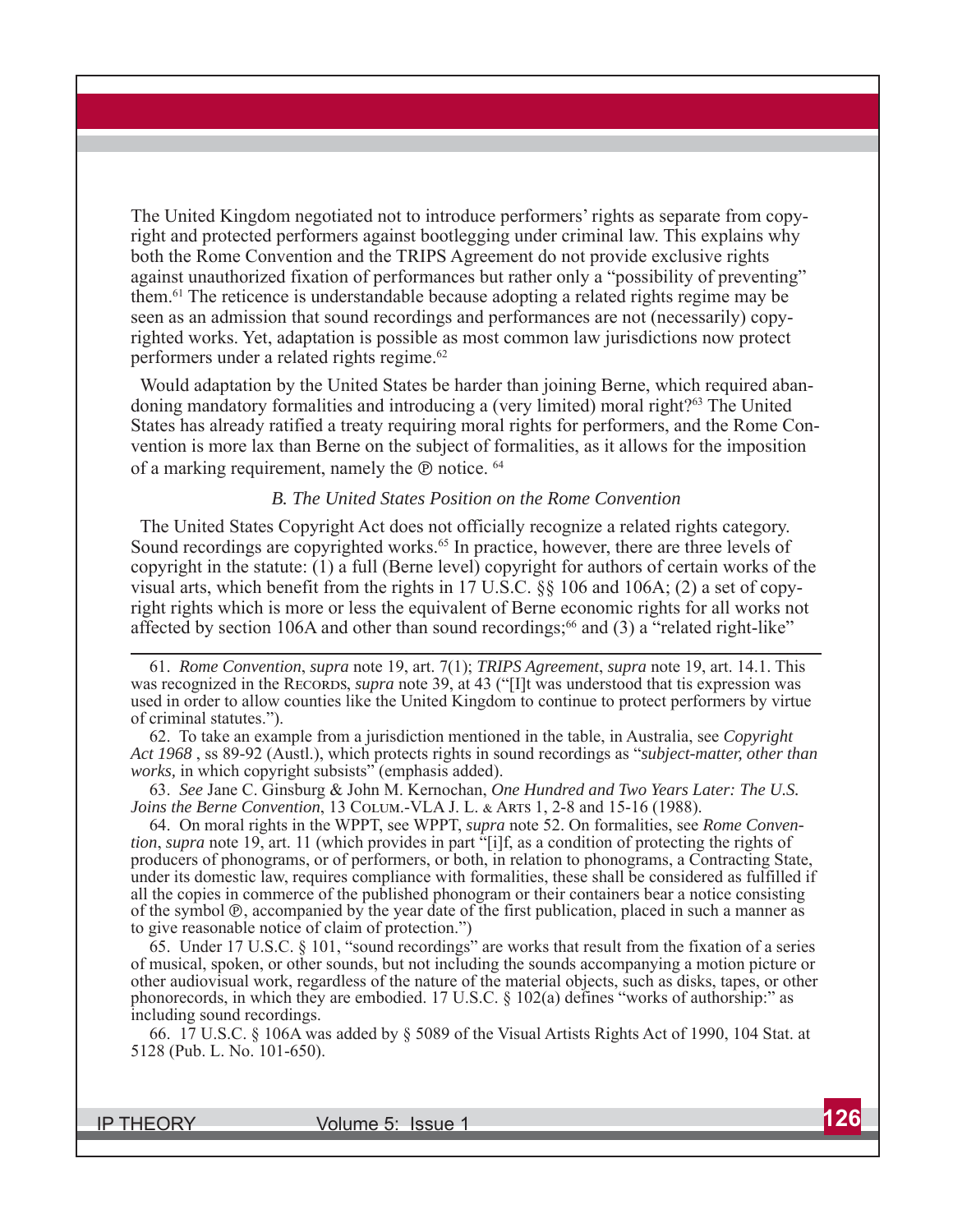The United Kingdom negotiated not to introduce performers' rights as separate from copyright and protected performers against bootlegging under criminal law. This explains why both the Rome Convention and the TRIPS Agreement do not provide exclusive rights against unauthorized fixation of performances but rather only a "possibility of preventing" them.[61] The reticence is understandable because adopting a related rights regime may be seen as an admission that sound recordings and performances are not (necessarily) copyrighted works. Yet, adaptation is possible as most common law jurisdictions now protect performers under a related rights regime.[62]

Would adaptation by the United States be harder than joining Berne, which required abandoning mandatory formalities and introducing a (very limited) moral right?[63] The United States has already ratified a treaty requiring moral rights for performers, and the Rome Convention is more lax than Berne on the subject of formalities, as it allows for the imposition of a marking requirement, namely the ℗ notice.[64]

### *B. The United States Position on the Rome Convention*

The United States Copyright Act does not officially recognize a related rights category. Sound recordings are copyrighted works.[65] In practice, however, there are three levels of copyright in the statute: (1) a full (Berne level) copyright for authors of certain works of the visual arts, which benefit from the rights in 17 U.S.C. §§ 106 and 106A; (2) a set of copyright rights which is more or less the equivalent of Berne economic rights for all works not affected by section 106A and other than sound recordings;[66] and (3) a "related right-like"

---

61. *Rome Convention*, *supra* note 19, art. 7(1); *TRIPS Agreement*, *supra* note 19, art. 14.1. This was recognized in the Records, *supra* note 39, at 43 ("[I]t was understood that tis expression was used in order to allow counties like the United Kingdom to continue to protect performers by virtue of criminal statutes.").

62. To take an example from a jurisdiction mentioned in the table, in Australia, see *Copyright Act 1968* , ss 89-92 (Austl.), which protects rights in sound recordings as "*subject-matter, other than works,* in which copyright subsists" (emphasis added).

63. *See* Jane C. Ginsburg & John M. Kernochan, *One Hundred and Two Years Later: The U.S. Joins the Berne Convention*, 13 Colum.-VLA J. L. & Arts 1, 2-8 and 15-16 (1988).

64. On moral rights in the WPPT, see WPPT, *supra* note 52. On formalities, see *Rome Convention*, *supra* note 19, art. 11 (which provides in part "[i]f, as a condition of protecting the rights of producers of phonograms, or of performers, or both, in relation to phonograms, a Contracting State, under its domestic law, requires compliance with formalities, these shall be considered as fulfilled if all the copies in commerce of the published phonogram or their containers bear a notice consisting of the symbol ℗, accompanied by the year date of the first publication, placed in such a manner as to give reasonable notice of claim of protection.")

65. Under 17 U.S.C. § 101, "sound recordings" are works that result from the fixation of a series of musical, spoken, or other sounds, but not including the sounds accompanying a motion picture or other audiovisual work, regardless of the nature of the material objects, such as disks, tapes, or other phonorecords, in which they are embodied. 17 U.S.C. § 102(a) defines "works of authorship:" as including sound recordings.

66. 17 U.S.C. § 106A was added by § 5089 of the Visual Artists Rights Act of 1990, 104 Stat. at 5128 (Pub. L. No. 101-650).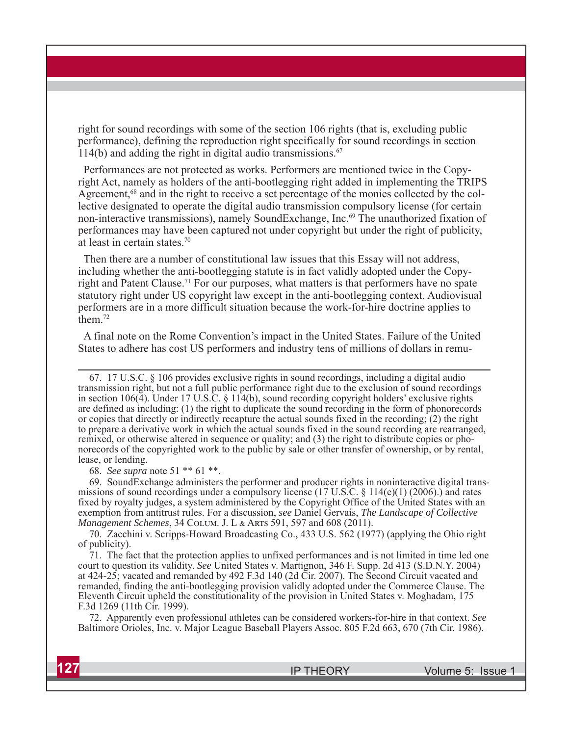right for sound recordings with some of the section 106 rights (that is, excluding public performance), defining the reproduction right specifically for sound recordings in section 114(b) and adding the right in digital audio transmissions.[67]

Performances are not protected as works. Performers are mentioned twice in the Copyright Act, namely as holders of the anti-bootlegging right added in implementing the TRIPS Agreement,[68] and in the right to receive a set percentage of the monies collected by the collective designated to operate the digital audio transmission compulsory license (for certain non-interactive transmissions), namely SoundExchange, Inc.[69] The unauthorized fixation of performances may have been captured not under copyright but under the right of publicity, at least in certain states.[70]

Then there are a number of constitutional law issues that this Essay will not address, including whether the anti-bootlegging statute is in fact validly adopted under the Copyright and Patent Clause.[71] For our purposes, what matters is that performers have no spate statutory right under US copyright law except in the anti-bootlegging context. Audiovisual performers are in a more difficult situation because the work-for-hire doctrine applies to them.[72]

A final note on the Rome Convention's impact in the United States. Failure of the United States to adhere has cost US performers and industry tens of millions of dollars in remu-

---

67. 17 U.S.C. § 106 provides exclusive rights in sound recordings, including a digital audio transmission right, but not a full public performance right due to the exclusion of sound recordings in section 106(4). Under 17 U.S.C. § 114(b), sound recording copyright holders' exclusive rights are defined as including: (1) the right to duplicate the sound recording in the form of phonorecords or copies that directly or indirectly recapture the actual sounds fixed in the recording; (2) the right to prepare a derivative work in which the actual sounds fixed in the sound recording are rearranged, remixed, or otherwise altered in sequence or quality; and (3) the right to distribute copies or phonorecords of the copyrighted work to the public by sale or other transfer of ownership, or by rental, lease, or lending.

68. *See supra* note 51 ** 61 **.

69. SoundExchange administers the performer and producer rights in noninteractive digital transmissions of sound recordings under a compulsory license (17 U.S.C. § 114(e)(1) (2006).) and rates fixed by royalty judges, a system administered by the Copyright Office of the United States with an exemption from antitrust rules. For a discussion, *see* Daniel Gervais, *The Landscape of Collective Management Schemes*, 34 Colum. J. L & Arts 591, 597 and 608 (2011).

70. Zacchini v. Scripps-Howard Broadcasting Co., 433 U.S. 562 (1977) (applying the Ohio right of publicity).

71. The fact that the protection applies to unfixed performances and is not limited in time led one court to question its validity. *See* United States v. Martignon, 346 F. Supp. 2d 413 (S.D.N.Y. 2004) at 424-25; vacated and remanded by 492 F.3d 140 (2d Cir. 2007). The Second Circuit vacated and remanded, finding the anti-bootlegging provision validly adopted under the Commerce Clause. The Eleventh Circuit upheld the constitutionality of the provision in United States v. Moghadam, 175 F.3d 1269 (11th Cir. 1999).

72. Apparently even professional athletes can be considered workers-for-hire in that context. *See* Baltimore Orioles, Inc. v. Major League Baseball Players Assoc. 805 F.2d 663, 670 (7th Cir. 1986).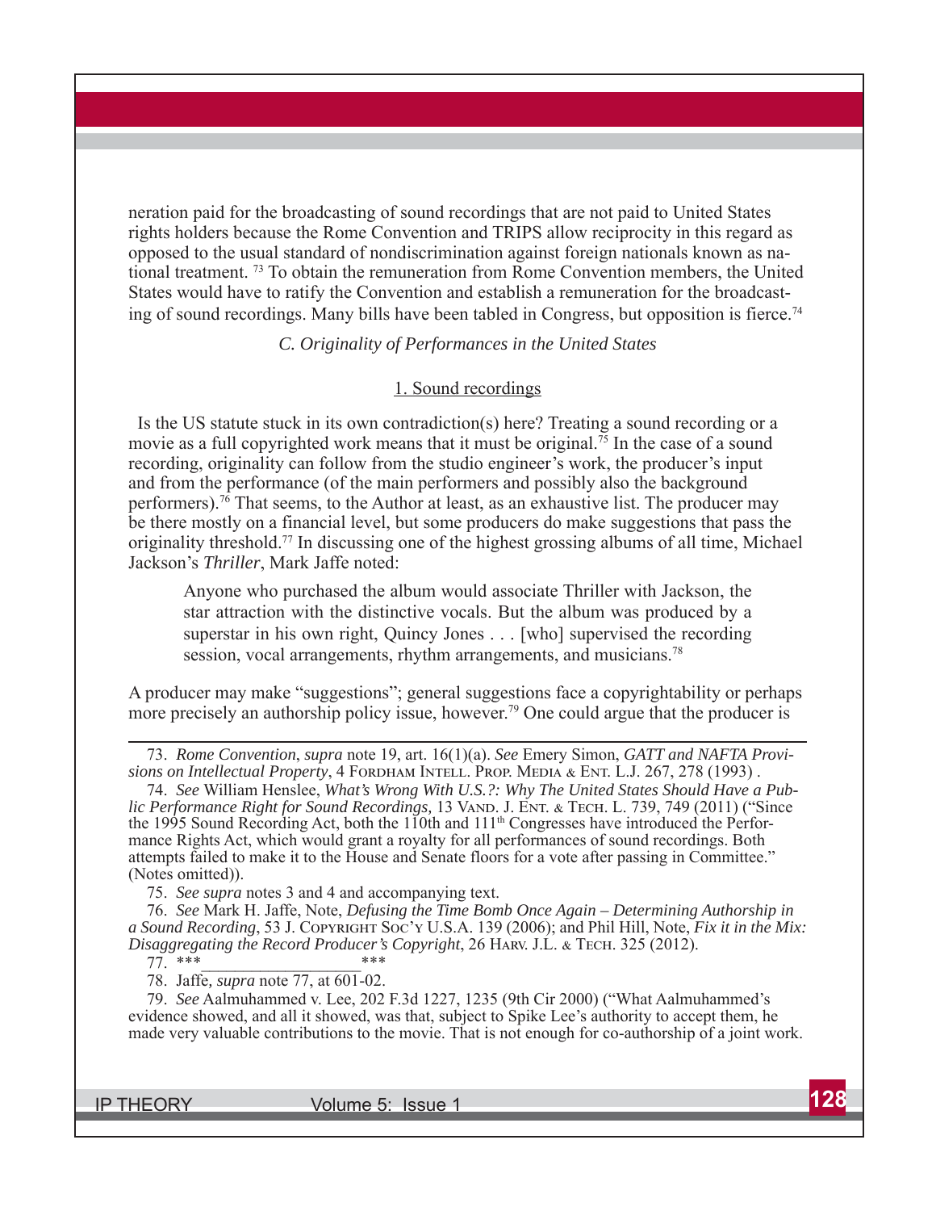neration paid for the broadcasting of sound recordings that are not paid to United States rights holders because the Rome Convention and TRIPS allow reciprocity in this regard as opposed to the usual standard of nondiscrimination against foreign nationals known as national treatment. [73] To obtain the remuneration from Rome Convention members, the United States would have to ratify the Convention and establish a remuneration for the broadcasting of sound recordings. Many bills have been tabled in Congress, but opposition is fierce.[74]

### *C. Originality of Performances in the United States*

#### 1. Sound recordings

Is the US statute stuck in its own contradiction(s) here? Treating a sound recording or a movie as a full copyrighted work means that it must be original.[75] In the case of a sound recording, originality can follow from the studio engineer's work, the producer's input and from the performance (of the main performers and possibly also the background performers).[76] That seems, to the Author at least, as an exhaustive list. The producer may be there mostly on a financial level, but some producers do make suggestions that pass the originality threshold.[77] In discussing one of the highest grossing albums of all time, Michael Jackson's *Thriller*, Mark Jaffe noted:

> Anyone who purchased the album would associate Thriller with Jackson, the star attraction with the distinctive vocals. But the album was produced by a superstar in his own right, Quincy Jones . . . [who] supervised the recording session, vocal arrangements, rhythm arrangements, and musicians.[78]

A producer may make "suggestions"; general suggestions face a copyrightability or perhaps more precisely an authorship policy issue, however.[79] One could argue that the producer is

---

73. *Rome Convention*, *supra* note 19, art. 16(1)(a). *See* Emery Simon, *GATT and NAFTA Provisions on Intellectual Property*, 4 Fordham Intell. Prop. Media & Ent. L.J. 267, 278 (1993) .

74. *See* William Henslee, *What's Wrong With U.S.?: Why The United States Should Have a Public Performance Right for Sound Recordings,* 13 Vand. J. Ent. & Tech. L. 739, 749 (2011) ("Since the 1995 Sound Recording Act, both the 110th and 111th Congresses have introduced the Performance Rights Act, which would grant a royalty for all performances of sound recordings. Both attempts failed to make it to the House and Senate floors for a vote after passing in Committee." (Notes omitted)).

75. *See supra* notes 3 and 4 and accompanying text.

76. *See* Mark H. Jaffe, Note, *Defusing the Time Bomb Once Again – Determining Authorship in a Sound Recording*, 53 J. Copyright Soc'y U.S.A. 139 (2006); and Phil Hill, Note, *Fix it in the Mix: Disaggregating the Record Producer's Copyright*, 26 Harv. J.L. & Tech. 325 (2012).

77. ***___________________***

78. Jaffe*, supra* note 77, at 601-02.

79. *See* Aalmuhammed v. Lee, 202 F.3d 1227, 1235 (9th Cir 2000) ("What Aalmuhammed's evidence showed, and all it showed, was that, subject to Spike Lee's authority to accept them, he made very valuable contributions to the movie. That is not enough for co-authorship of a joint work.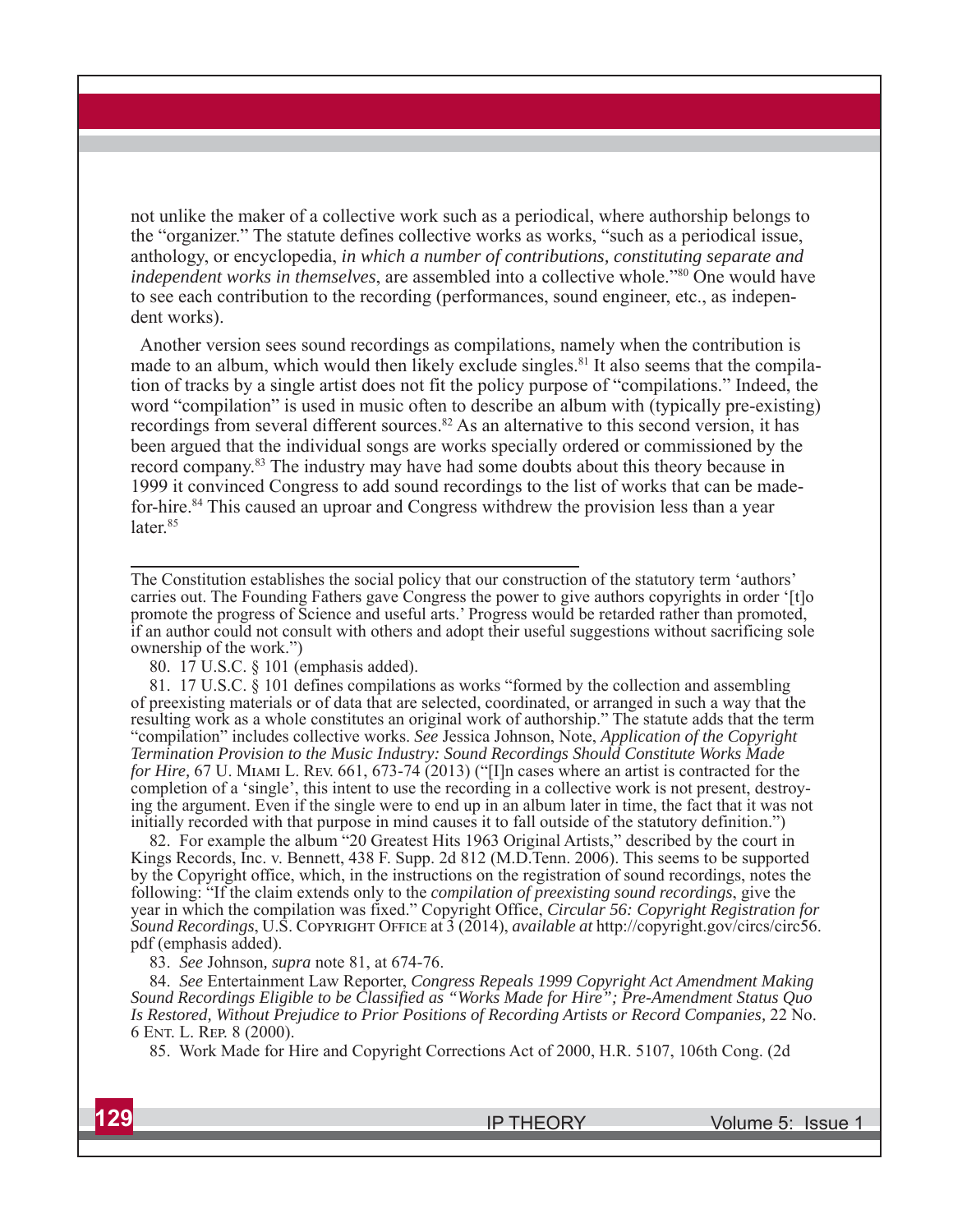not unlike the maker of a collective work such as a periodical, where authorship belongs to the "organizer." The statute defines collective works as works, "such as a periodical issue, anthology, or encyclopedia, *in which a number of contributions, constituting separate and independent works in themselves*, are assembled into a collective whole."[80] One would have to see each contribution to the recording (performances, sound engineer, etc., as independent works).

Another version sees sound recordings as compilations, namely when the contribution is made to an album, which would then likely exclude singles.[81] It also seems that the compilation of tracks by a single artist does not fit the policy purpose of "compilations." Indeed, the word "compilation" is used in music often to describe an album with (typically pre-existing) recordings from several different sources.[82] As an alternative to this second version, it has been argued that the individual songs are works specially ordered or commissioned by the record company.[83] The industry may have had some doubts about this theory because in 1999 it convinced Congress to add sound recordings to the list of works that can be made-for-hire.[84] This caused an uproar and Congress withdrew the provision less than a year later.[85]

---

The Constitution establishes the social policy that our construction of the statutory term 'authors' carries out. The Founding Fathers gave Congress the power to give authors copyrights in order '[t]o promote the progress of Science and useful arts.' Progress would be retarded rather than promoted, if an author could not consult with others and adopt their useful suggestions without sacrificing sole ownership of the work.")

80. 17 U.S.C. § 101 (emphasis added).

81. 17 U.S.C. § 101 defines compilations as works "formed by the collection and assembling of preexisting materials or of data that are selected, coordinated, or arranged in such a way that the resulting work as a whole constitutes an original work of authorship." The statute adds that the term "compilation" includes collective works. *See* Jessica Johnson, Note, *Application of the Copyright Termination Provision to the Music Industry: Sound Recordings Should Constitute Works Made for Hire*, 67 U. Miami L. Rev. 661, 673-74 (2013) ("[I]n cases where an artist is contracted for the completion of a 'single', this intent to use the recording in a collective work is not present, destroying the argument. Even if the single were to end up in an album later in time, the fact that it was not initially recorded with that purpose in mind causes it to fall outside of the statutory definition.")

82. For example the album "20 Greatest Hits 1963 Original Artists," described by the court in Kings Records, Inc. v. Bennett, 438 F. Supp. 2d 812 (M.D.Tenn. 2006). This seems to be supported by the Copyright office, which, in the instructions on the registration of sound recordings, notes the following: "If the claim extends only to the *compilation of preexisting sound recordings*, give the year in which the compilation was fixed." Copyright Office, *Circular 56: Copyright Registration for Sound Recordings*, U.S. Copyright Office at 3 (2014), *available at* http://copyright.gov/circs/circ56.pdf (emphasis added).

83. *See* Johnson, *supra* note 81, at 674-76.

84. *See* Entertainment Law Reporter, *Congress Repeals 1999 Copyright Act Amendment Making Sound Recordings Eligible to be Classified as "Works Made for Hire"; Pre-Amendment Status Quo Is Restored, Without Prejudice to Prior Positions of Recording Artists or Record Companies*, 22 No. 6 Ent. L. Rep. 8 (2000).

85. Work Made for Hire and Copyright Corrections Act of 2000, H.R. 5107, 106th Cong. (2d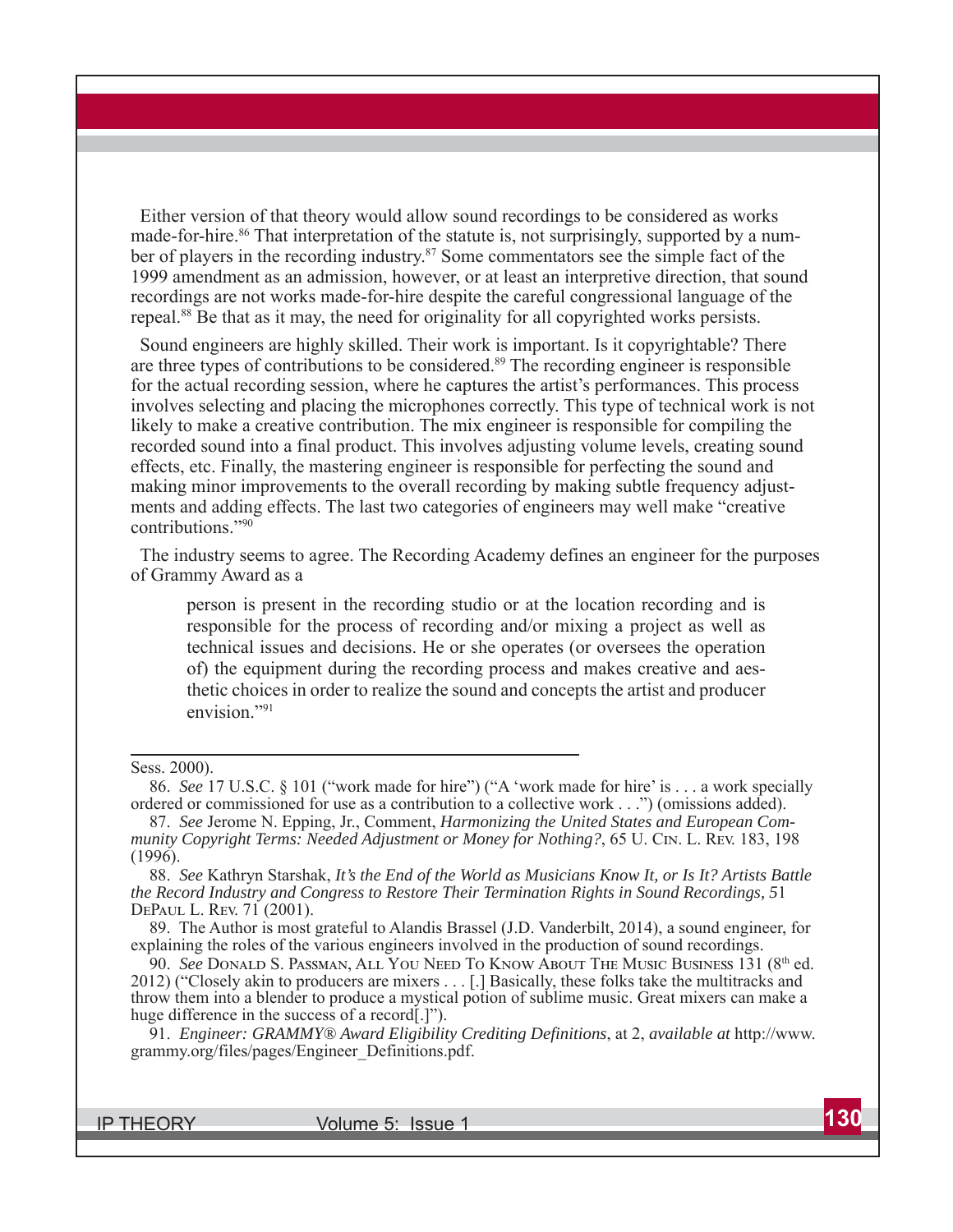Either version of that theory would allow sound recordings to be considered as works made-for-hire.[86] That interpretation of the statute is, not surprisingly, supported by a number of players in the recording industry.[87] Some commentators see the simple fact of the 1999 amendment as an admission, however, or at least an interpretive direction, that sound recordings are not works made-for-hire despite the careful congressional language of the repeal.[88] Be that as it may, the need for originality for all copyrighted works persists.

Sound engineers are highly skilled. Their work is important. Is it copyrightable? There are three types of contributions to be considered.[89] The recording engineer is responsible for the actual recording session, where he captures the artist's performances. This process involves selecting and placing the microphones correctly. This type of technical work is not likely to make a creative contribution. The mix engineer is responsible for compiling the recorded sound into a final product. This involves adjusting volume levels, creating sound effects, etc. Finally, the mastering engineer is responsible for perfecting the sound and making minor improvements to the overall recording by making subtle frequency adjustments and adding effects. The last two categories of engineers may well make "creative contributions."[90]

The industry seems to agree. The Recording Academy defines an engineer for the purposes of Grammy Award as a

> person is present in the recording studio or at the location recording and is responsible for the process of recording and/or mixing a project as well as technical issues and decisions. He or she operates (or oversees the operation of) the equipment during the recording process and makes creative and aesthetic choices in order to realize the sound and concepts the artist and producer envision."[91]

---

Sess. 2000).

86. *See* 17 U.S.C. § 101 ("work made for hire") ("A 'work made for hire' is . . . a work specially ordered or commissioned for use as a contribution to a collective work . . .") (omissions added).

87. *See* Jerome N. Epping, Jr., Comment, *Harmonizing the United States and European Community Copyright Terms: Needed Adjustment or Money for Nothing?*, 65 U. Cin. L. Rev. 183, 198 (1996).

88. *See* Kathryn Starshak, *It's the End of the World as Musicians Know It, or Is It? Artists Battle the Record Industry and Congress to Restore Their Termination Rights in Sound Recordings, 5*1 DePaul L. Rev. 71 (2001).

89. The Author is most grateful to Alandis Brassel (J.D. Vanderbilt, 2014), a sound engineer, for explaining the roles of the various engineers involved in the production of sound recordings.

90. *See* Donald S. Passman, All You Need To Know About The Music Business 131 (8th ed. 2012) ("Closely akin to producers are mixers . . . [.] Basically, these folks take the multitracks and throw them into a blender to produce a mystical potion of sublime music. Great mixers can make a huge difference in the success of a record[.]").

91. *Engineer: GRAMMY® Award Eligibility Crediting Definitions*, at 2, *available at* http://www.grammy.org/files/pages/Engineer_Definitions.pdf.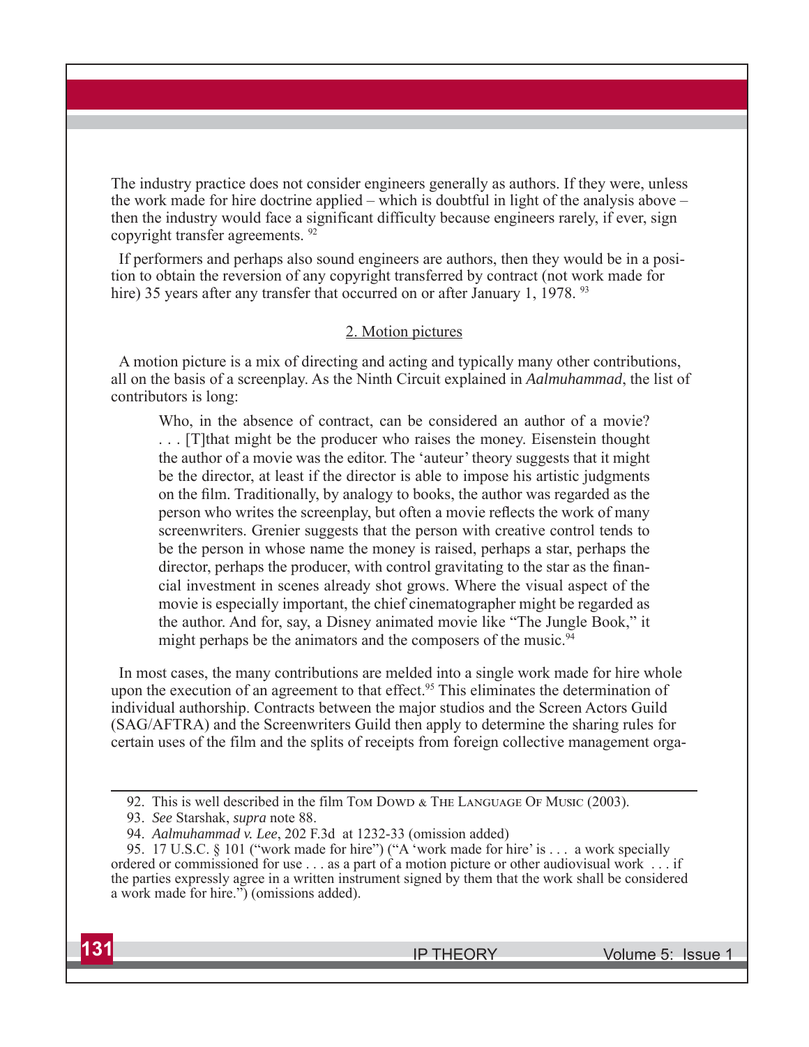The industry practice does not consider engineers generally as authors. If they were, unless the work made for hire doctrine applied – which is doubtful in light of the analysis above – then the industry would face a significant difficulty because engineers rarely, if ever, sign copyright transfer agreements. [92]

If performers and perhaps also sound engineers are authors, then they would be in a position to obtain the reversion of any copyright transferred by contract (not work made for hire) 35 years after any transfer that occurred on or after January 1, 1978. [93]

## 2. Motion pictures

A motion picture is a mix of directing and acting and typically many other contributions, all on the basis of a screenplay. As the Ninth Circuit explained in *Aalmuhammad*, the list of contributors is long:

> Who, in the absence of contract, can be considered an author of a movie? . . . [T]that might be the producer who raises the money. Eisenstein thought the author of a movie was the editor. The 'auteur' theory suggests that it might be the director, at least if the director is able to impose his artistic judgments on the film. Traditionally, by analogy to books, the author was regarded as the person who writes the screenplay, but often a movie reflects the work of many screenwriters. Grenier suggests that the person with creative control tends to be the person in whose name the money is raised, perhaps a star, perhaps the director, perhaps the producer, with control gravitating to the star as the financial investment in scenes already shot grows. Where the visual aspect of the movie is especially important, the chief cinematographer might be regarded as the author. And for, say, a Disney animated movie like "The Jungle Book," it might perhaps be the animators and the composers of the music.[94]

In most cases, the many contributions are melded into a single work made for hire whole upon the execution of an agreement to that effect.[95] This eliminates the determination of individual authorship. Contracts between the major studios and the Screen Actors Guild (SAG/AFTRA) and the Screenwriters Guild then apply to determine the sharing rules for certain uses of the film and the splits of receipts from foreign collective management orga-

---

92. This is well described in the film Tom Dowd & The Language Of Music (2003).

93. *See* Starshak, *supra* note 88.

94. *Aalmuhammad v. Lee*, 202 F.3d at 1232-33 (omission added)

95. 17 U.S.C. § 101 ("work made for hire") ("A 'work made for hire' is . . . a work specially ordered or commissioned for use . . . as a part of a motion picture or other audiovisual work . . . if the parties expressly agree in a written instrument signed by them that the work shall be considered a work made for hire.") (omissions added).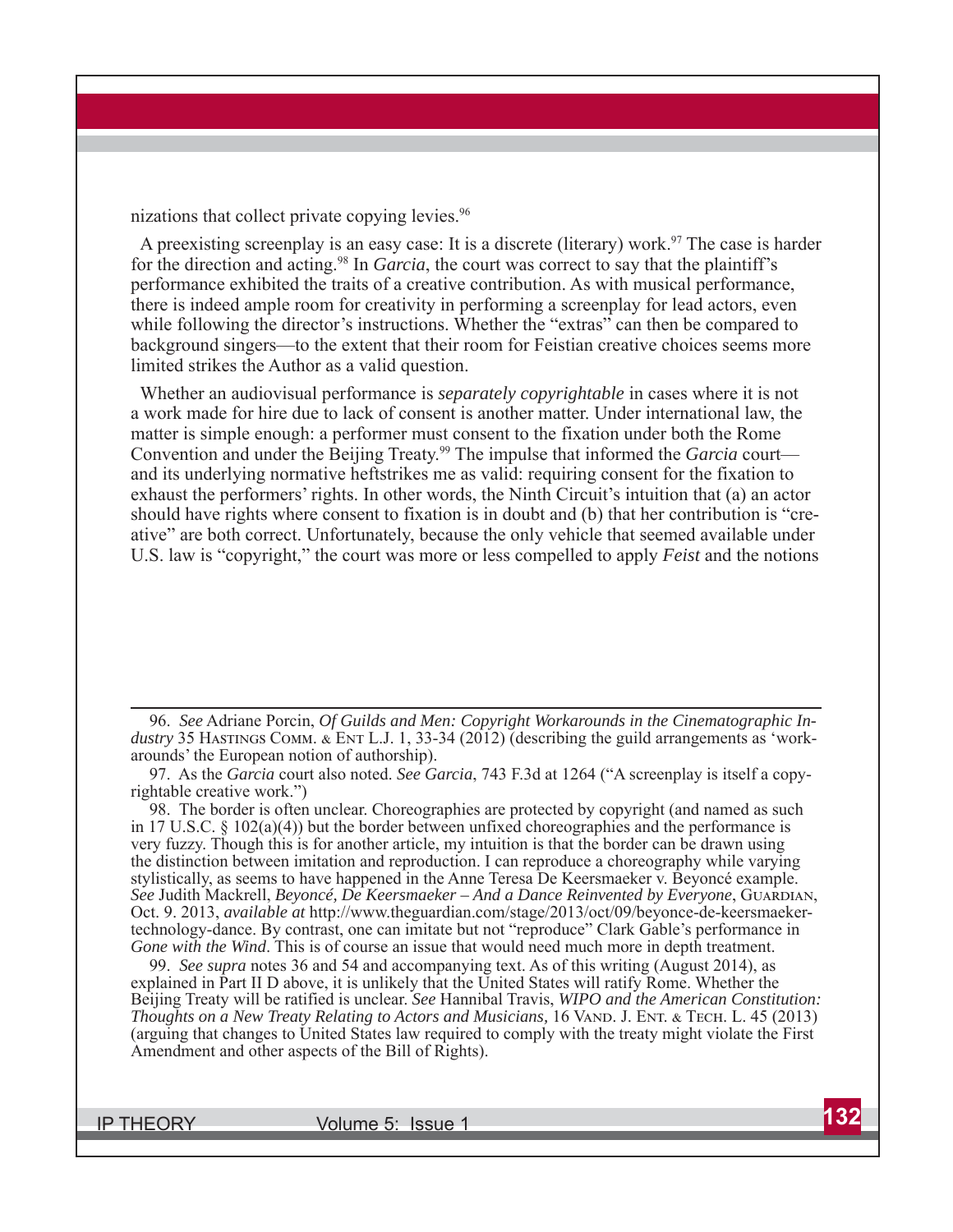nizations that collect private copying levies.[96]

A preexisting screenplay is an easy case: It is a discrete (literary) work.[97] The case is harder for the direction and acting.[98] In *Garcia*, the court was correct to say that the plaintiff's performance exhibited the traits of a creative contribution. As with musical performance, there is indeed ample room for creativity in performing a screenplay for lead actors, even while following the director's instructions. Whether the "extras" can then be compared to background singers—to the extent that their room for Feistian creative choices seems more limited strikes the Author as a valid question.

Whether an audiovisual performance is *separately copyrightable* in cases where it is not a work made for hire due to lack of consent is another matter. Under international law, the matter is simple enough: a performer must consent to the fixation under both the Rome Convention and under the Beijing Treaty.[99] The impulse that informed the *Garcia* court—and its underlying normative heftstrikes me as valid: requiring consent for the fixation to exhaust the performers' rights. In other words, the Ninth Circuit's intuition that (a) an actor should have rights where consent to fixation is in doubt and (b) that her contribution is "creative" are both correct. Unfortunately, because the only vehicle that seemed available under U.S. law is "copyright," the court was more or less compelled to apply *Feist* and the notions

---

96. *See* Adriane Porcin, *Of Guilds and Men: Copyright Workarounds in the Cinematographic Industry* 35 Hastings Comm. & Ent L.J. 1, 33-34 (2012) (describing the guild arrangements as 'workarounds' the European notion of authorship).

97. As the *Garcia* court also noted. *See Garcia*, 743 F.3d at 1264 ("A screenplay is itself a copyrightable creative work.")

98. The border is often unclear. Choreographies are protected by copyright (and named as such in 17 U.S.C. § 102(a)(4)) but the border between unfixed choreographies and the performance is very fuzzy. Though this is for another article, my intuition is that the border can be drawn using the distinction between imitation and reproduction. I can reproduce a choreography while varying stylistically, as seems to have happened in the Anne Teresa De Keersmaeker v. Beyoncé example. *See* Judith Mackrell, *Beyoncé, De Keersmaeker – And a Dance Reinvented by Everyone*, Guardian, Oct. 9. 2013, *available at* http://www.theguardian.com/stage/2013/oct/09/beyonce-de-keersmaeker-technology-dance. By contrast, one can imitate but not "reproduce" Clark Gable's performance in *Gone with the Wind*. This is of course an issue that would need much more in depth treatment.

99. *See supra* notes 36 and 54 and accompanying text. As of this writing (August 2014), as explained in Part II D above, it is unlikely that the United States will ratify Rome. Whether the Beijing Treaty will be ratified is unclear. *See* Hannibal Travis, *WIPO and the American Constitution: Thoughts on a New Treaty Relating to Actors and Musicians,* 16 Vand. J. Ent. & Tech. L. 45 (2013) (arguing that changes to United States law required to comply with the treaty might violate the First Amendment and other aspects of the Bill of Rights).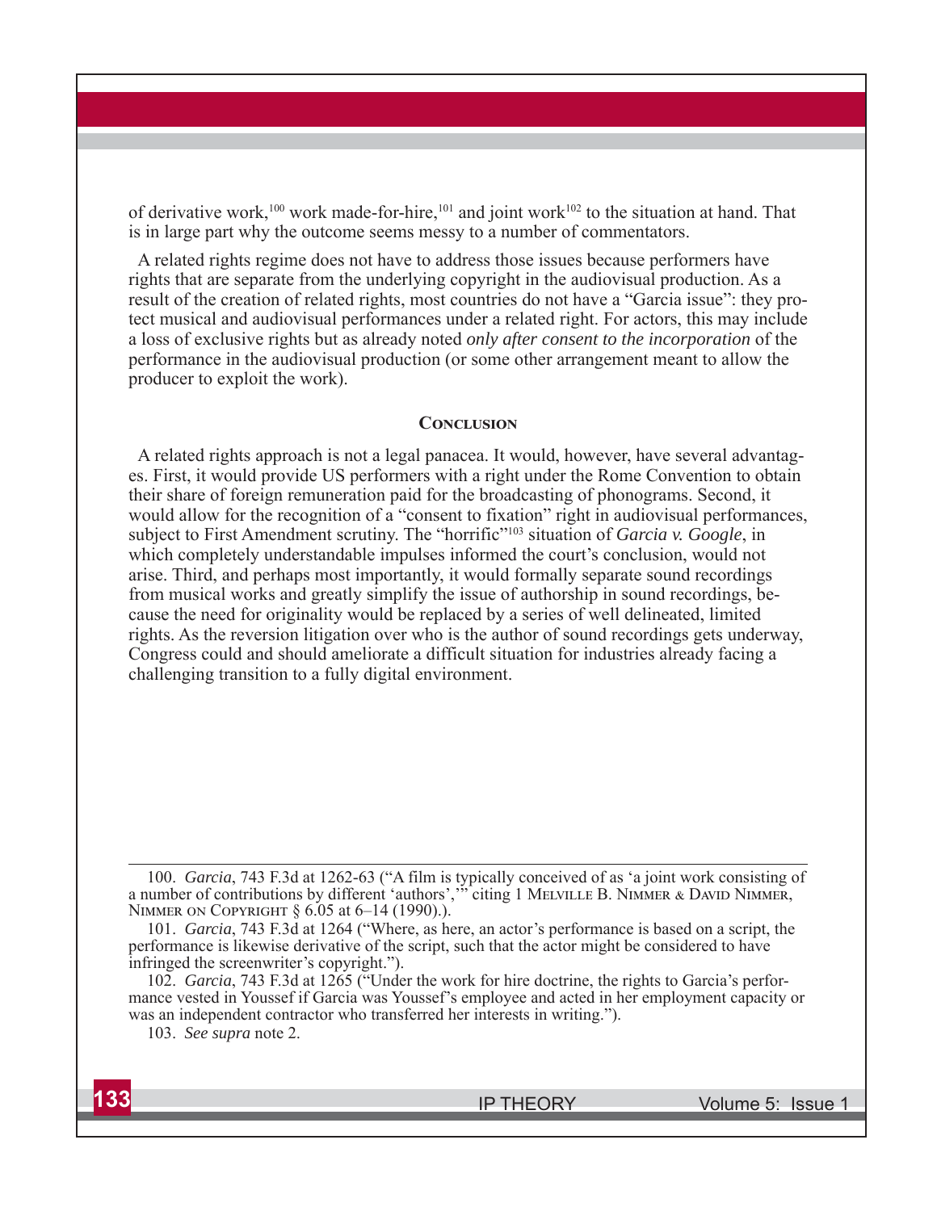of derivative work,[100] work made-for-hire,[101] and joint work[102] to the situation at hand. That is in large part why the outcome seems messy to a number of commentators.

A related rights regime does not have to address those issues because performers have rights that are separate from the underlying copyright in the audiovisual production. As a result of the creation of related rights, most countries do not have a "Garcia issue": they protect musical and audiovisual performances under a related right. For actors, this may include a loss of exclusive rights but as already noted *only after consent to the incorporation* of the performance in the audiovisual production (or some other arrangement meant to allow the producer to exploit the work).

## Conclusion

A related rights approach is not a legal panacea. It would, however, have several advantages. First, it would provide US performers with a right under the Rome Convention to obtain their share of foreign remuneration paid for the broadcasting of phonograms. Second, it would allow for the recognition of a "consent to fixation" right in audiovisual performances, subject to First Amendment scrutiny. The "horrific"[103] situation of *Garcia v. Google*, in which completely understandable impulses informed the court's conclusion, would not arise. Third, and perhaps most importantly, it would formally separate sound recordings from musical works and greatly simplify the issue of authorship in sound recordings, because the need for originality would be replaced by a series of well delineated, limited rights. As the reversion litigation over who is the author of sound recordings gets underway, Congress could and should ameliorate a difficult situation for industries already facing a challenging transition to a fully digital environment.

---

100. *Garcia*, 743 F.3d at 1262-63 ("A film is typically conceived of as 'a joint work consisting of a number of contributions by different 'authors',"" citing 1 Melville B. Nimmer & David Nimmer, Nimmer on Copyright § 6.05 at 6–14 (1990).).

101. *Garcia*, 743 F.3d at 1264 ("Where, as here, an actor's performance is based on a script, the performance is likewise derivative of the script, such that the actor might be considered to have infringed the screenwriter's copyright.").

102. *Garcia*, 743 F.3d at 1265 ("Under the work for hire doctrine, the rights to Garcia's performance vested in Youssef if Garcia was Youssef's employee and acted in her employment capacity or was an independent contractor who transferred her interests in writing.").

103. *See supra* note 2.